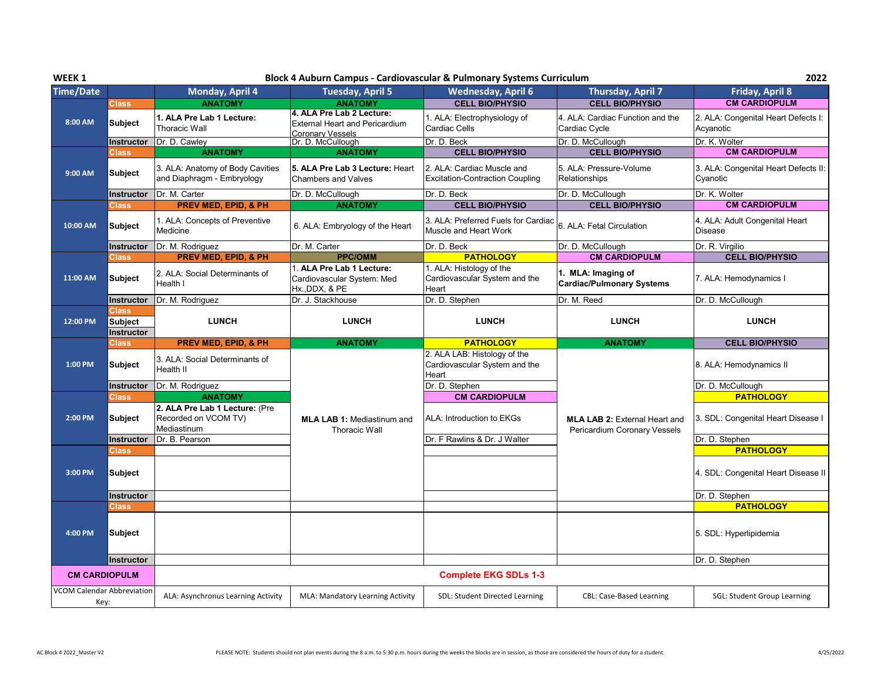WEEK 1 | Block 4 Auburn Campus - Cardiovascular & Pulmonary Systems Curriculum | 2022

| Time/Date | | Monday, April 4 | Tuesday, April 5 | Wednesday, April 6 | Thursday, April 7 | Friday, April 8 |
|---|---|---|---|---|---|---|
| 8:00 AM | Class | ANATOMY | ANATOMY | CELL BIO/PHYSIO | CELL BIO/PHYSIO | CM CARDIOPULM |
| | Subject | **1. ALA Pre Lab 1 Lecture:** Thoracic Wall | **4. ALA Pre Lab 2 Lecture:** External Heart and Pericardium Coronary Vessels | 1. ALA: Electrophysiology of Cardiac Cells | 4. ALA: Cardiac Function and the Cardiac Cycle | 2. ALA: Congenital Heart Defects I: Acyanotic |
| | Instructor | Dr. D. Cawley | Dr. D. McCullough | Dr. D. Beck | Dr. D. McCullough | Dr. K. Wolter |
| 9:00 AM | Class | ANATOMY | ANATOMY | CELL BIO/PHYSIO | CELL BIO/PHYSIO | CM CARDIOPULM |
| | Subject | 3. ALA: Anatomy of Body Cavities and Diaphragm - Embryology | **5. ALA Pre Lab 3 Lecture:** Heart Chambers and Valves | 2. ALA: Cardiac Muscle and Excitation-Contraction Coupling | 5. ALA: Pressure-Volume Relationships | 3. ALA: Congenital Heart Defects II: Cyanotic |
| | Instructor | Dr. M. Carter | Dr. D. McCullough | Dr. D. Beck | Dr. D. McCullough | Dr. K. Wolter |
| 10:00 AM | Class | PREV MED, EPID, & PH | ANATOMY | CELL BIO/PHYSIO | CELL BIO/PHYSIO | CM CARDIOPULM |
| | Subject | 1. ALA: Concepts of Preventive Medicine | 6. ALA: Embryology of the Heart | 3. ALA: Preferred Fuels for Cardiac Muscle and Heart Work | 6. ALA: Fetal Circulation | 4. ALA: Adult Congenital Heart Disease |
| | Instructor | Dr. M. Rodriguez | Dr. M. Carter | Dr. D. Beck | Dr. D. McCullough | Dr. R. Virgilio |
| 11:00 AM | Class | PREV MED, EPID, & PH | PPC/OMM | PATHOLOGY | CM CARDIOPULM | CELL BIO/PHYSIO |
| | Subject | 2. ALA: Social Determinants of Health I | 1. **ALA Pre Lab 1 Lecture:** Cardiovascular System: Med Hx.,DDX, & PE | 1. ALA: Histology of the Cardiovascular System and the Heart | **1. MLA: Imaging of Cardiac/Pulmonary Systems** | 7. ALA: Hemodynamics I |
| | Instructor | Dr. M. Rodriguez | Dr. J. Stackhouse | Dr. D. Stephen | Dr. M. Reed | Dr. D. McCullough |
| 12:00 PM | Class / Subject / Instructor | LUNCH | LUNCH | LUNCH | LUNCH | LUNCH |
| 1:00 PM | Class | PREV MED, EPID, & PH | ANATOMY | PATHOLOGY | ANATOMY | CELL BIO/PHYSIO |
| | Subject | 3. ALA: Social Determinants of Health II | **MLA LAB 1:** Mediastinum and Thoracic Wall | 2. ALA LAB: Histology of the Cardiovascular System and the Heart | **MLA LAB 2:** External Heart and Pericardium Coronary Vessels | 8. ALA: Hemodynamics II |
| | Instructor | Dr. M. Rodriguez | | Dr. D. Stephen | | Dr. D. McCullough |
| 2:00 PM | Class | ANATOMY | | CM CARDIOPULM | | PATHOLOGY |
| | Subject | **2. ALA Pre Lab 1 Lecture:** (Pre Recorded on VCOM TV) Mediastinum | | ALA: Introduction to EKGs | | 3. SDL: Congenital Heart Disease I |
| | Instructor | Dr. B. Pearson | | Dr. F Rawlins & Dr. J Walter | | Dr. D. Stephen |
| 3:00 PM | Class | | | | | PATHOLOGY |
| | Subject | | | | | 4. SDL: Congenital Heart Disease II |
| | Instructor | | | | | Dr. D. Stephen |
| 4:00 PM | Class | | | | | PATHOLOGY |
| | Subject | | | | | 5. SDL: Hyperlipidemia |
| | Instructor | | | | | Dr. D. Stephen |
| CM CARDIOPULM | | Complete EKG SDLs 1-3 | | | | |
| VCOM Calendar Abbreviation Key: | | ALA: Asynchronus Learning Activity | MLA: Mandatory Learning Activity | SDL: Student Directed Learning | CBL: Case-Based Learning | SGL: Student Group Learning |

PLEASE NOTE: Students should not plan events during the 8 a.m. to 5:30 p.m. hours during the weeks the blocks are in session, as those are considered the hours of duty for a student.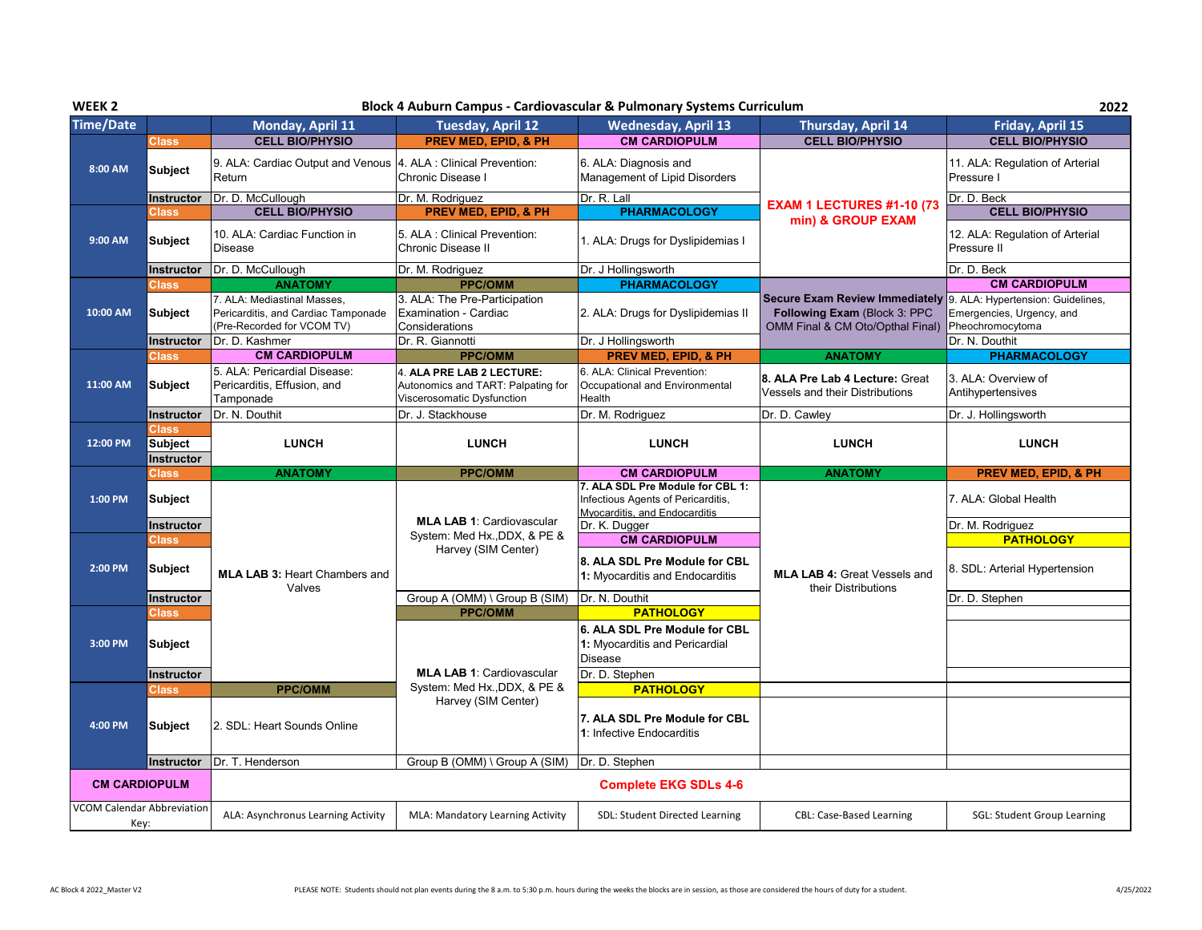**WEEK 2** — **Block 4 Auburn Campus - Cardiovascular & Pulmonary Systems Curriculum** — **2022**

| Time/Date | | Monday, April 11 | Tuesday, April 12 | Wednesday, April 13 | Thursday, April 14 | Friday, April 15 |
|---|---|---|---|---|---|---|
| 8:00 AM | Class | CELL BIO/PHYSIO | PREV MED, EPID, & PH | CM CARDIOPULM | CELL BIO/PHYSIO | CELL BIO/PHYSIO |
| | Subject | 9. ALA: Cardiac Output and Venous Return | 4. ALA : Clinical Prevention: Chronic Disease I | 6. ALA: Diagnosis and Management of Lipid Disorders | EXAM 1 LECTURES #1-10 (73 min) & GROUP EXAM | 11. ALA: Regulation of Arterial Pressure I |
| | Instructor | Dr. D. McCullough | Dr. M. Rodriguez | Dr. R. Lall | | Dr. D. Beck |
| 9:00 AM | Class | CELL BIO/PHYSIO | PREV MED, EPID, & PH | PHARMACOLOGY | | CELL BIO/PHYSIO |
| | Subject | 10. ALA: Cardiac Function in Disease | 5. ALA : Clinical Prevention: Chronic Disease II | 1. ALA: Drugs for Dyslipidemias I | | 12. ALA: Regulation of Arterial Pressure II |
| | Instructor | Dr. D. McCullough | Dr. M. Rodriguez | Dr. J Hollingsworth | | Dr. D. Beck |
| 10:00 AM | Class | ANATOMY | PPC/OMM | PHARMACOLOGY | | CM CARDIOPULM |
| | Subject | 7. ALA: Mediastinal Masses, Pericarditis, and Cardiac Tamponade (Pre-Recorded for VCOM TV) | 3. ALA: The Pre-Participation Examination - Cardiac Considerations | 2. ALA: Drugs for Dyslipidemias II | Secure Exam Review Immediately Following Exam (Block 3: PPC OMM Final & CM Oto/Opthal Final) | 9. ALA: Hypertension: Guidelines, Emergencies, Urgency, and Pheochromocytoma |
| | Instructor | Dr. D. Kashmer | Dr. R. Giannotti | Dr. J Hollingsworth | | Dr. N. Douthit |
| 11:00 AM | Class | CM CARDIOPULM | PPC/OMM | PREV MED, EPID, & PH | ANATOMY | PHARMACOLOGY |
| | Subject | 5. ALA: Pericardial Disease: Pericarditis, Effusion, and Tamponade | 4. ALA PRE LAB 2 LECTURE: Autonomics and TART: Palpating for Viscerosomatic Dysfunction | 6. ALA: Clinical Prevention: Occupational and Environmental Health | 8. ALA Pre Lab 4 Lecture: Great Vessels and their Distributions | 3. ALA: Overview of Antihypertensives |
| | Instructor | Dr. N. Douthit | Dr. J. Stackhouse | Dr. M. Rodriguez | Dr. D. Cawley | Dr. J. Hollingsworth |
| 12:00 PM | Class | | | | | |
| | Subject | LUNCH | LUNCH | LUNCH | LUNCH | LUNCH |
| | Instructor | | | | | |
| 1:00 PM | Class | ANATOMY | PPC/OMM | CM CARDIOPULM | ANATOMY | PREV MED, EPID, & PH |
| | Subject | MLA LAB 3: Heart Chambers and Valves | MLA LAB 1: Cardiovascular System: Med Hx.,DDX, & PE & Harvey (SIM Center) | 7. ALA SDL Pre Module for CBL 1: Infectious Agents of Pericarditis, Myocarditis, and Endocarditis | MLA LAB 4: Great Vessels and their Distributions | 7. ALA: Global Health |
| | Instructor | | | Dr. K. Dugger | | Dr. M. Rodriguez |
| 2:00 PM | Class | | | CM CARDIOPULM | | PATHOLOGY |
| | Subject | | | 8. ALA SDL Pre Module for CBL 1: Myocarditis and Endocarditis | | 8. SDL: Arterial Hypertension |
| | Instructor | | Group A (OMM) \ Group B (SIM) | Dr. N. Douthit | | Dr. D. Stephen |
| 3:00 PM | Class | | PPC/OMM | PATHOLOGY | | |
| | Subject | | MLA LAB 1: Cardiovascular System: Med Hx.,DDX, & PE & Harvey (SIM Center) | 6. ALA SDL Pre Module for CBL 1: Myocarditis and Pericardial Disease | | |
| | Instructor | | | Dr. D. Stephen | | |
| 4:00 PM | Class | PPC/OMM | | PATHOLOGY | | |
| | Subject | 2. SDL: Heart Sounds Online | | 7. ALA SDL Pre Module for CBL 1: Infective Endocarditis | | |
| | Instructor | Dr. T. Henderson | Group B (OMM) \ Group A (SIM) | Dr. D. Stephen | | |
| CM CARDIOPULM | | Complete EKG SDLs 4-6 | | | | |
| VCOM Calendar Abbreviation Key: | | ALA: Asynchronus Learning Activity | MLA: Mandatory Learning Activity | SDL: Student Directed Learning | CBL: Case-Based Learning | SGL: Student Group Learning |

PLEASE NOTE: Students should not plan events during the 8 a.m. to 5:30 p.m. hours during the weeks the blocks are in session, as those are considered the hours of duty for a student.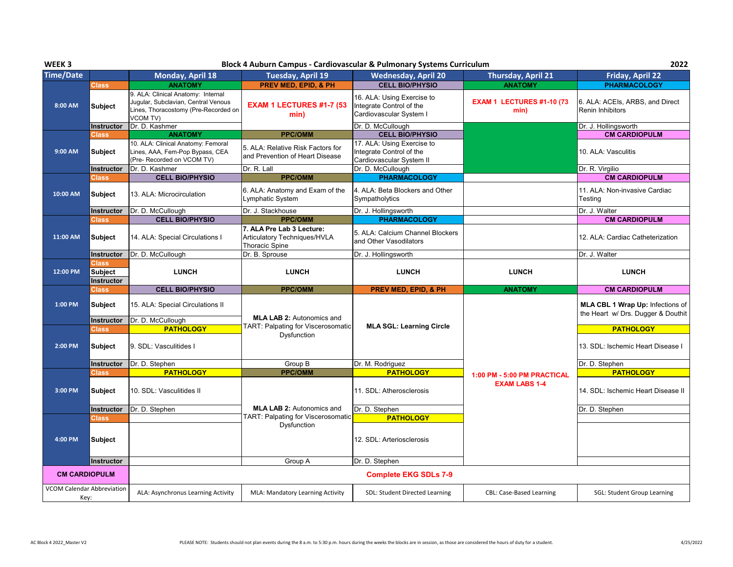**WEEK 3** — **Block 4 Auburn Campus - Cardiovascular & Pulmonary Systems Curriculum** — **2022**

| Time/Date | | Monday, April 18 | Tuesday, April 19 | Wednesday, April 20 | Thursday, April 21 | Friday, April 22 |
|---|---|---|---|---|---|---|
| 8:00 AM | Class | ANATOMY | PREV MED, EPID, & PH | CELL BIO/PHYSIO | ANATOMY | PHARMACOLOGY |
| | Subject | 9. ALA: Clinical Anatomy: Internal Jugular, Subclavian, Central Venous Lines, Thoracostomy (Pre-Recorded on VCOM TV) | EXAM 1 LECTURES #1-7 (53 min) | 16. ALA: Using Exercise to Integrate Control of the Cardiovascular System I | EXAM 1 LECTURES #1-10 (73 min) | 6. ALA: ACEIs, ARBS, and Direct Renin Inhibitors |
| | Instructor | Dr. D. Kashmer | | Dr. D. McCullough | | Dr. J. Hollingsworth |
| 9:00 AM | Class | ANATOMY | PPC/OMM | CELL BIO/PHYSIO | | CM CARDIOPULM |
| | Subject | 10. ALA: Clinical Anatomy: Femoral Lines, AAA, Fem-Pop Bypass, CEA (Pre- Recorded on VCOM TV) | 5. ALA: Relative Risk Factors for and Prevention of Heart Disease | 17. ALA: Using Exercise to Integrate Control of the Cardiovascular System II | | 10. ALA: Vasculitis |
| | Instructor | Dr. D. Kashmer | Dr. R. Lall | Dr. D. McCullough | | Dr. R. Virgilio |
| 10:00 AM | Class | CELL BIO/PHYSIO | PPC/OMM | PHARMACOLOGY | | CM CARDIOPULM |
| | Subject | 13. ALA: Microcirculation | 6. ALA: Anatomy and Exam of the Lymphatic System | 4. ALA: Beta Blockers and Other Sympatholytics | | 11. ALA: Non-invasive Cardiac Testing |
| | Instructor | Dr. D. McCullough | Dr. J. Stackhouse | Dr. J. Hollingsworth | | Dr. J. Walter |
| 11:00 AM | Class | CELL BIO/PHYSIO | PPC/OMM | PHARMACOLOGY | | CM CARDIOPULM |
| | Subject | 14. ALA: Special Circulations I | **7. ALA Pre Lab 3 Lecture:** Articulatory Techniques/HVLA Thoracic Spine | 5. ALA: Calcium Channel Blockers and Other Vasodilators | | 12. ALA: Cardiac Catheterization |
| | Instructor | Dr. D. McCullough | Dr. B. Sprouse | Dr. J. Hollingsworth | | Dr. J. Walter |
| 12:00 PM | Class / Subject / Instructor | LUNCH | LUNCH | LUNCH | LUNCH | LUNCH |
| 1:00 PM | Class | CELL BIO/PHYSIO | PPC/OMM | PREV MED, EPID, & PH | ANATOMY | CM CARDIOPULM |
| | Subject | 15. ALA: Special Circulations II | **MLA LAB 2:** Autonomics and TART: Palpating for Viscerosomatic Dysfunction | **MLA SGL: Learning Circle** | 1:00 PM - 5:00 PM PRACTICAL EXAM LABS 1-4 | **MLA CBL 1 Wrap Up:** Infections of the Heart w/ Drs. Dugger & Douthit |
| | Instructor | Dr. D. McCullough | | | | |
| 2:00 PM | Class | PATHOLOGY | | | | PATHOLOGY |
| | Subject | 9. SDL: Vasculitides I | | | | 13. SDL: Ischemic Heart Disease I |
| | Instructor | Dr. D. Stephen | Group B | Dr. M. Rodriguez | | Dr. D. Stephen |
| 3:00 PM | Class | PATHOLOGY | PPC/OMM | PATHOLOGY | | PATHOLOGY |
| | Subject | 10. SDL: Vasculitides II | **MLA LAB 2:** Autonomics and TART: Palpating for Viscerosomatic Dysfunction | 11. SDL: Atherosclerosis | | 14. SDL: Ischemic Heart Disease II |
| | Instructor | Dr. D. Stephen | | Dr. D. Stephen | | Dr. D. Stephen |
| 4:00 PM | Class | | | PATHOLOGY | | |
| | Subject | | | 12. SDL: Arteriosclerosis | | |
| | Instructor | | Group A | Dr. D. Stephen | | |
| CM CARDIOPULM | | Complete EKG SDLs 7-9 | | | | |
| VCOM Calendar Abbreviation Key: | | ALA: Asynchrunus Learning Activity | MLA: Mandatory Learning Activity | SDL: Student Directed Learning | CBL: Case-Based Learning | SGL: Student Group Learning |

AC Block 4 2022_Master V2

PLEASE NOTE: Students should not plan events during the 8 a.m. to 5:30 p.m. hours during the weeks the blocks are in session, as those are considered the hours of duty for a student.

4/25/2022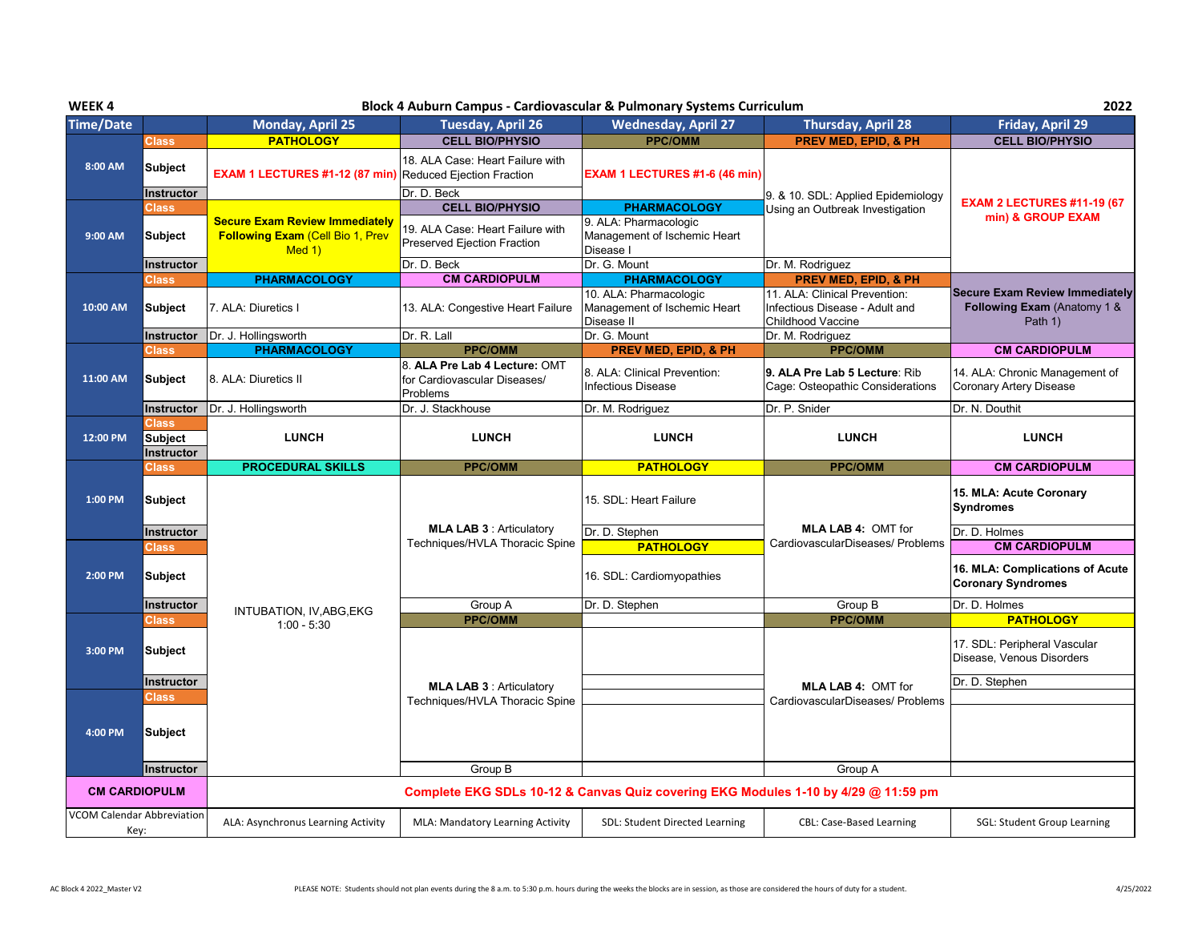**WEEK 4** — **Block 4 Auburn Campus - Cardiovascular & Pulmonary Systems Curriculum** — **2022**

| Time/Date | | Monday, April 25 | Tuesday, April 26 | Wednesday, April 27 | Thursday, April 28 | Friday, April 29 |
|---|---|---|---|---|---|---|
| 8:00 AM | Class | PATHOLOGY | CELL BIO/PHYSIO | PPC/OMM | PREV MED, EPID, & PH | CELL BIO/PHYSIO |
| | Subject | EXAM 1 LECTURES #1-12 (87 min) | 18. ALA Case: Heart Failure with Reduced Ejection Fraction | EXAM 1 LECTURES #1-6 (46 min) | 9. & 10. SDL: Applied Epidemiology Using an Outbreak Investigation | EXAM 2 LECTURES #11-19 (67 min) & GROUP EXAM |
| | Instructor | | Dr. D. Beck | | | |
| 9:00 AM | Class | | CELL BIO/PHYSIO | PHARMACOLOGY | | |
| | Subject | Secure Exam Review Immediately Following Exam (Cell Bio 1, Prev Med 1) | 19. ALA Case: Heart Failure with Preserved Ejection Fraction | 9. ALA: Pharmacologic Management of Ischemic Heart Disease I | | |
| | Instructor | | Dr. D. Beck | Dr. G. Mount | Dr. M. Rodriguez | |
| 10:00 AM | Class | PHARMACOLOGY | CM CARDIOPULM | PHARMACOLOGY | PREV MED, EPID, & PH | |
| | Subject | 7. ALA: Diuretics I | 13. ALA: Congestive Heart Failure | 10. ALA: Pharmacologic Management of Ischemic Heart Disease II | 11. ALA: Clinical Prevention: Infectious Disease - Adult and Childhood Vaccine | Secure Exam Review Immediately Following Exam (Anatomy 1 & Path 1) |
| | Instructor | Dr. J. Hollingsworth | Dr. R. Lall | Dr. G. Mount | Dr. M. Rodriguez | |
| 11:00 AM | Class | PHARMACOLOGY | PPC/OMM | PREV MED, EPID, & PH | PPC/OMM | CM CARDIOPULM |
| | Subject | 8. ALA: Diuretics II | 8. **ALA Pre Lab 4 Lecture:** OMT for Cardiovascular Diseases/ Problems | 8. ALA: Clinical Prevention: Infectious Disease | **9. ALA Pre Lab 5 Lecture**: Rib Cage: Osteopathic Considerations | 14. ALA: Chronic Management of Coronary Artery Disease |
| | Instructor | Dr. J. Hollingsworth | Dr. J. Stackhouse | Dr. M. Rodriguez | Dr. P. Snider | Dr. N. Douthit |
| 12:00 PM | Class / Subject / Instructor | LUNCH | LUNCH | LUNCH | LUNCH | LUNCH |
| 1:00 PM | Class | PROCEDURAL SKILLS | PPC/OMM | PATHOLOGY | PPC/OMM | CM CARDIOPULM |
| | Subject | INTUBATION, IV,ABG,EKG 1:00 - 5:30 | **MLA LAB 3** : Articulatory Techniques/HVLA Thoracic Spine | 15. SDL: Heart Failure | **MLA LAB 4:** OMT for CardiovascularDiseases/ Problems | **15. MLA: Acute Coronary Syndromes** |
| | Instructor | | | Dr. D. Stephen | | Dr. D. Holmes |
| 2:00 PM | Class | | | PATHOLOGY | | CM CARDIOPULM |
| | Subject | | | 16. SDL: Cardiomyopathies | | **16. MLA: Complications of Acute Coronary Syndromes** |
| | Instructor | | Group A | Dr. D. Stephen | Group B | Dr. D. Holmes |
| 3:00 PM | Class | | PPC/OMM | | PPC/OMM | PATHOLOGY |
| | Subject | | **MLA LAB 3** : Articulatory Techniques/HVLA Thoracic Spine | | **MLA LAB 4:** OMT for CardiovascularDiseases/ Problems | 17. SDL: Peripheral Vascular Disease, Venous Disorders |
| | Instructor | | | | | Dr. D. Stephen |
| 4:00 PM | Class | | | | | |
| | Subject | | | | | |
| | Instructor | | Group B | | Group A | |
| CM CARDIOPULM | | Complete EKG SDLs 10-12 & Canvas Quiz covering EKG Modules 1-10 by 4/29 @ 11:59 pm | | | | |
| VCOM Calendar Abbreviation Key: | | ALA: Asynchronus Learning Activity | MLA: Mandatory Learning Activity | SDL: Student Directed Learning | CBL: Case-Based Learning | SGL: Student Group Learning |

AC Block 4 2022_Master V2

PLEASE NOTE: Students should not plan events during the 8 a.m. to 5:30 p.m. hours during the weeks the blocks are in session, as those are considered the hours of duty for a student.

4/25/2022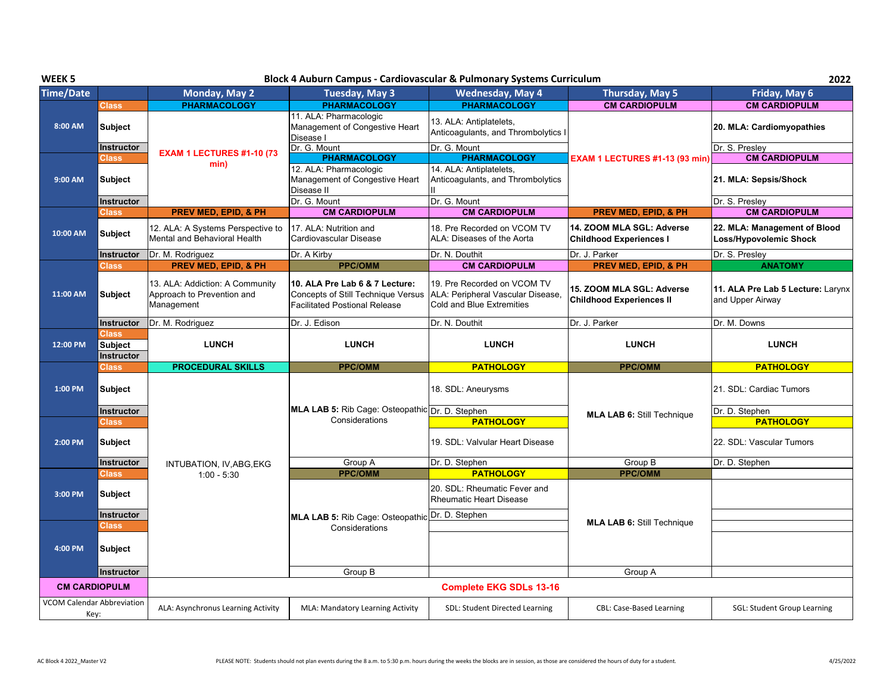**WEEK 5** — **Block 4 Auburn Campus - Cardiovascular & Pulmonary Systems Curriculum** — **2022**

| Time/Date | | Monday, May 2 | Tuesday, May 3 | Wednesday, May 4 | Thursday, May 5 | Friday, May 6 |
|---|---|---|---|---|---|---|
| 8:00 AM | Class | PHARMACOLOGY | PHARMACOLOGY | PHARMACOLOGY | CM CARDIOPULM | CM CARDIOPULM |
| | Subject | EXAM 1 LECTURES #1-10 (73 min) | 11. ALA: Pharmacologic Management of Congestive Heart Disease I | 13. ALA: Antiplatelets, Anticoagulants, and Thrombolytics I | EXAM 1 LECTURES #1-13 (93 min) | **20. MLA: Cardiomyopathies** |
| | Instructor | | Dr. G. Mount | Dr. G. Mount | | Dr. S. Presley |
| 9:00 AM | Class | | PHARMACOLOGY | PHARMACOLOGY | | CM CARDIOPULM |
| | Subject | | 12. ALA: Pharmacologic Management of Congestive Heart Disease II | 14. ALA: Antiplatelets, Anticoagulants, and Thrombolytics II | | **21. MLA: Sepsis/Shock** |
| | Instructor | | Dr. G. Mount | Dr. G. Mount | | Dr. S. Presley |
| 10:00 AM | Class | PREV MED, EPID, & PH | CM CARDIOPULM | CM CARDIOPULM | PREV MED, EPID, & PH | CM CARDIOPULM |
| | Subject | 12. ALA: A Systems Perspective to Mental and Behavioral Health | 17. ALA: Nutrition and Cardiovascular Disease | 18. Pre Recorded on VCOM TV ALA: Diseases of the Aorta | **14. ZOOM MLA SGL: Adverse Childhood Experiences I** | **22. MLA: Management of Blood Loss/Hypovolemic Shock** |
| | Instructor | Dr. M. Rodriguez | Dr. A Kirby | Dr. N. Douthit | Dr. J. Parker | Dr. S. Presley |
| 11:00 AM | Class | PREV MED, EPID, & PH | PPC/OMM | CM CARDIOPULM | PREV MED, EPID, & PH | ANATOMY |
| | Subject | 13. ALA: Addiction: A Community Approach to Prevention and Management | **10. ALA Pre Lab 6 & 7 Lecture:** Concepts of Still Technique Versus Facilitated Postional Release | 19. Pre Recorded on VCOM TV ALA: Peripheral Vascular Disease, Cold and Blue Extremities | **15. ZOOM MLA SGL: Adverse Childhood Experiences II** | **11. ALA Pre Lab 5 Lecture:** Larynx and Upper Airway |
| | Instructor | Dr. M. Rodriguez | Dr. J. Edison | Dr. N. Douthit | Dr. J. Parker | Dr. M. Downs |
| 12:00 PM | Class / Subject / Instructor | LUNCH | LUNCH | LUNCH | LUNCH | LUNCH |
| 1:00 PM | Class | PROCEDURAL SKILLS | PPC/OMM | PATHOLOGY | PPC/OMM | PATHOLOGY |
| | Subject | INTUBATION, IV,ABG,EKG 1:00 - 5:30 | **MLA LAB 5:** Rib Cage: Osteopathic Considerations | 18. SDL: Aneurysms | **MLA LAB 6:** Still Technique | 21. SDL: Cardiac Tumors |
| | Instructor | | | Dr. D. Stephen | | Dr. D. Stephen |
| 2:00 PM | Class | | | PATHOLOGY | | PATHOLOGY |
| | Subject | | | 19. SDL: Valvular Heart Disease | | 22. SDL: Vascular Tumors |
| | Instructor | | Group A | Dr. D. Stephen | Group B | Dr. D. Stephen |
| 3:00 PM | Class | | PPC/OMM | PATHOLOGY | PPC/OMM | |
| | Subject | | **MLA LAB 5:** Rib Cage: Osteopathic Considerations | 20. SDL: Rheumatic Fever and Rheumatic Heart Disease | **MLA LAB 6:** Still Technique | |
| | Instructor | | | Dr. D. Stephen | | |
| 4:00 PM | Class | | | | | |
| | Subject | | | | | |
| | Instructor | | Group B | | Group A | |
| CM CARDIOPULM | | Complete EKG SDLs 13-16 | | | | |
| VCOM Calendar Abbreviation Key: | | ALA: Asynchronus Learning Activity | MLA: Mandatory Learning Activity | SDL: Student Directed Learning | CBL: Case-Based Learning | SGL: Student Group Learning |

AC Block 4 2022_Master V2

PLEASE NOTE: Students should not plan events during the 8 a.m. to 5:30 p.m. hours during the weeks the blocks are in session, as those are considered the hours of duty for a student.

4/25/2022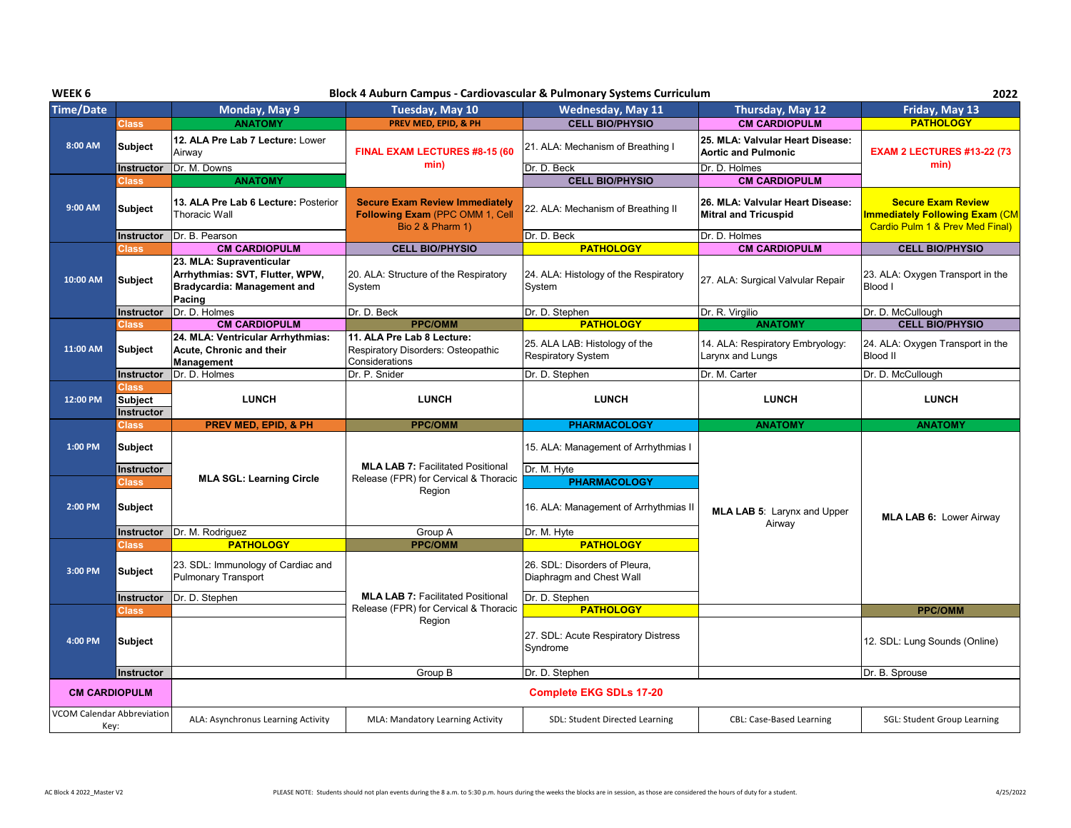**WEEK 6** — **Block 4 Auburn Campus - Cardiovascular & Pulmonary Systems Curriculum** — **2022**

| Time/Date | | Monday, May 9 | Tuesday, May 10 | Wednesday, May 11 | Thursday, May 12 | Friday, May 13 |
|---|---|---|---|---|---|---|
| 8:00 AM | Class | ANATOMY | PREV MED, EPID, & PH | CELL BIO/PHYSIO | CM CARDIOPULM | PATHOLOGY |
| | Subject | **12. ALA Pre Lab 7 Lecture:** Lower Airway | **FINAL EXAM LECTURES #8-15 (60 min)** | 21. ALA: Mechanism of Breathing I | **25. MLA: Valvular Heart Disease: Aortic and Pulmonic** | **EXAM 2 LECTURES #13-22 (73 min)** |
| | Instructor | Dr. M. Downs | | Dr. D. Beck | Dr. D. Holmes | |
| 9:00 AM | Class | ANATOMY | | CELL BIO/PHYSIO | CM CARDIOPULM | |
| | Subject | **13. ALA Pre Lab 6 Lecture:** Posterior Thoracic Wall | **Secure Exam Review Immediately Following Exam** (PPC OMM 1, Cell Bio 2 & Pharm 1) | 22. ALA: Mechanism of Breathing II | **26. MLA: Valvular Heart Disease: Mitral and Tricuspid** | **Secure Exam Review Immediately Following Exam** (CM Cardio Pulm 1 & Prev Med Final) |
| | Instructor | Dr. B. Pearson | | Dr. D. Beck | Dr. D. Holmes | |
| 10:00 AM | Class | CM CARDIOPULM | CELL BIO/PHYSIO | PATHOLOGY | CM CARDIOPULM | CELL BIO/PHYSIO |
| | Subject | **23. MLA: Supraventicular Arrhythmias: SVT, Flutter, WPW, Bradycardia: Management and Pacing** | 20. ALA: Structure of the Respiratory System | 24. ALA: Histology of the Respiratory System | 27. ALA: Surgical Valvular Repair | 23. ALA: Oxygen Transport in the Blood I |
| | Instructor | Dr. D. Holmes | Dr. D. Beck | Dr. D. Stephen | Dr. R. Virgilio | Dr. D. McCullough |
| 11:00 AM | Class | CM CARDIOPULM | PPC/OMM | PATHOLOGY | ANATOMY | CELL BIO/PHYSIO |
| | Subject | **24. MLA: Ventricular Arrhythmias: Acute, Chronic and their Management** | **11. ALA Pre Lab 8 Lecture:** Respiratory Disorders: Osteopathic Considerations | 25. ALA LAB: Histology of the Respiratory System | 14. ALA: Respiratory Embryology: Larynx and Lungs | 24. ALA: Oxygen Transport in the Blood II |
| | Instructor | Dr. D. Holmes | Dr. P. Snider | Dr. D. Stephen | Dr. M. Carter | Dr. D. McCullough |
| 12:00 PM | Class | | | | | |
| | Subject | LUNCH | LUNCH | LUNCH | LUNCH | LUNCH |
| | Instructor | | | | | |
| 1:00 PM | Class | PREV MED, EPID, & PH | PPC/OMM | PHARMACOLOGY | ANATOMY | ANATOMY |
| | Subject | **MLA SGL: Learning Circle** | **MLA LAB 7:** Facilitated Positional Release (FPR) for Cervical & Thoracic Region | 15. ALA: Management of Arrhythmias I | **MLA LAB 5:** Larynx and Upper Airway | **MLA LAB 6:** Lower Airway |
| | Instructor | | | Dr. M. Hyte | | |
| 2:00 PM | Class | | | PHARMACOLOGY | | |
| | Subject | | | 16. ALA: Management of Arrhythmias II | | |
| | Instructor | Dr. M. Rodriguez | Group A | Dr. M. Hyte | | |
| 3:00 PM | Class | PATHOLOGY | PPC/OMM | PATHOLOGY | | |
| | Subject | 23. SDL: Immunology of Cardiac and Pulmonary Transport | **MLA LAB 7:** Facilitated Positional Release (FPR) for Cervical & Thoracic Region | 26. SDL: Disorders of Pleura, Diaphragm and Chest Wall | | |
| | Instructor | Dr. D. Stephen | | Dr. D. Stephen | | |
| 4:00 PM | Class | | | PATHOLOGY | | PPC/OMM |
| | Subject | | | 27. SDL: Acute Respiratory Distress Syndrome | | 12. SDL: Lung Sounds (Online) |
| | Instructor | | Group B | Dr. D. Stephen | | Dr. B. Sprouse |
| CM CARDIOPULM | | **Complete EKG SDLs 17-20** | | | | |
| VCOM Calendar Abbreviation Key: | | ALA: Asynchronus Learning Activity | MLA: Mandatory Learning Activity | SDL: Student Directed Learning | CBL: Case-Based Learning | SGL: Student Group Learning |

AC Block 4 2022_Master V2

PLEASE NOTE: Students should not plan events during the 8 a.m. to 5:30 p.m. hours during the weeks the blocks are in session, as those are considered the hours of duty for a student.

4/25/2022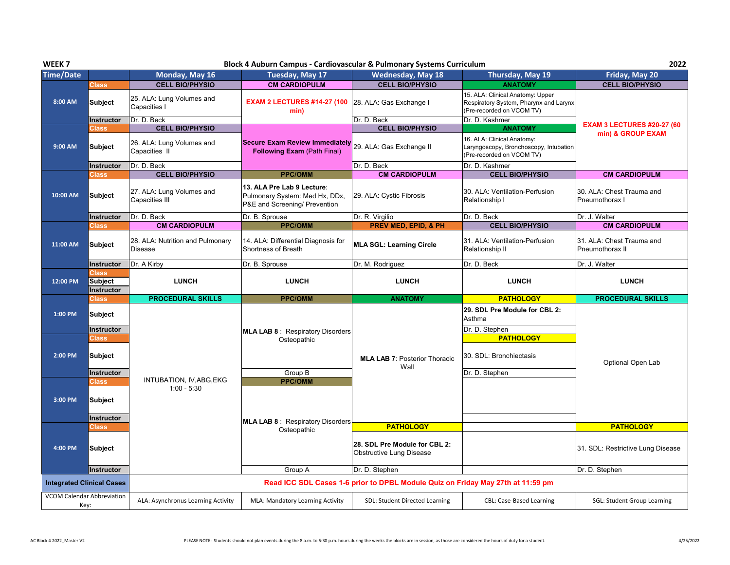**WEEK 7** — **Block 4 Auburn Campus - Cardiovascular & Pulmonary Systems Curriculum** — **2022**

| Time/Date | | Monday, May 16 | Tuesday, May 17 | Wednesday, May 18 | Thursday, May 19 | Friday, May 20 |
|---|---|---|---|---|---|---|
| 8:00 AM | Class | CELL BIO/PHYSIO | CM CARDIOPULM | CELL BIO/PHYSIO | ANATOMY | CELL BIO/PHYSIO |
| | Subject | 25. ALA: Lung Volumes and Capacities I | EXAM 2 LECTURES #14-27 (100 min) | 28. ALA: Gas Exchange I | 15. ALA: Clinical Anatomy: Upper Respiratory System, Pharynx and Larynx (Pre-recorded on VCOM TV) | EXAM 3 LECTURES #20-27 (60 min) & GROUP EXAM |
| | Instructor | Dr. D. Beck | | Dr. D. Beck | Dr. D. Kashmer | |
| 9:00 AM | Class | CELL BIO/PHYSIO | | CELL BIO/PHYSIO | ANATOMY | |
| | Subject | 26. ALA: Lung Volumes and Capacities II | Secure Exam Review Immediately Following Exam (Path Final) | 29. ALA: Gas Exchange II | 16. ALA: Clinical Anatomy: Laryngoscopy, Bronchoscopy, Intubation (Pre-recorded on VCOM TV) | |
| | Instructor | Dr. D. Beck | | Dr. D. Beck | Dr. D. Kashmer | |
| 10:00 AM | Class | CELL BIO/PHYSIO | PPC/OMM | CM CARDIOPULM | CELL BIO/PHYSIO | CM CARDIOPULM |
| | Subject | 27. ALA: Lung Volumes and Capacities III | **13. ALA Pre Lab 9 Lecture**: Pulmonary System: Med Hx, DDx, P&E and Screening/ Prevention | 29. ALA: Cystic Fibrosis | 30. ALA: Ventilation-Perfusion Relationship I | 30. ALA: Chest Trauma and Pneumothorax I |
| | Instructor | Dr. D. Beck | Dr. B. Sprouse | Dr. R. Virgilio | Dr. D. Beck | Dr. J. Walter |
| 11:00 AM | Class | CM CARDIOPULM | PPC/OMM | PREV MED, EPID, & PH | CELL BIO/PHYSIO | CM CARDIOPULM |
| | Subject | 28. ALA: Nutrition and Pulmonary Disease | 14. ALA: Differential Diagnosis for Shortness of Breath | **MLA SGL: Learning Circle** | 31. ALA: Ventilation-Perfusion Relationship II | 31. ALA: Chest Trauma and Pneumothorax II |
| | Instructor | Dr. A Kirby | Dr. B. Sprouse | Dr. M. Rodriguez | Dr. D. Beck | Dr. J. Walter |
| 12:00 PM | Class / Subject / Instructor | LUNCH | LUNCH | LUNCH | LUNCH | LUNCH |
| 1:00 PM | Class | PROCEDURAL SKILLS | PPC/OMM | ANATOMY | PATHOLOGY | PROCEDURAL SKILLS |
| | Subject | INTUBATION, IV,ABG,EKG 1:00 - 5:30 | **MLA LAB 8**: Respiratory Disorders Osteopathic | **MLA LAB 7**: Posterior Thoracic Wall | **29. SDL Pre Module for CBL 2:** Asthma | Optional Open Lab |
| | Instructor | | | | Dr. D. Stephen | |
| 2:00 PM | Class | | | | PATHOLOGY | |
| | Subject | | | | 30. SDL: Bronchiectasis | |
| | Instructor | | Group B | | Dr. D. Stephen | |
| 3:00 PM | Class | | PPC/OMM | | | |
| | Subject | | **MLA LAB 8**: Respiratory Disorders Osteopathic | | | |
| | Instructor | | | | | |
| 4:00 PM | Class | | | PATHOLOGY | | PATHOLOGY |
| | Subject | | | **28. SDL Pre Module for CBL 2:** Obstructive Lung Disease | | 31. SDL: Restrictive Lung Disease |
| | Instructor | | Group A | Dr. D. Stephen | | Dr. D. Stephen |
| Integrated Clinical Cases | | Read ICC SDL Cases 1-6 prior to DPBL Module Quiz on Friday May 27th at 11:59 pm | | | | |
| VCOM Calendar Abbreviation Key: | | ALA: Asynchronus Learning Activity | MLA: Mandatory Learning Activity | SDL: Student Directed Learning | CBL: Case-Based Learning | SGL: Student Group Learning |

AC Block 4 2022_Master V2 — PLEASE NOTE: Students should not plan events during the 8 a.m. to 5:30 p.m. hours during the weeks the blocks are in session, as those are considered the hours of duty for a student. — 4/25/2022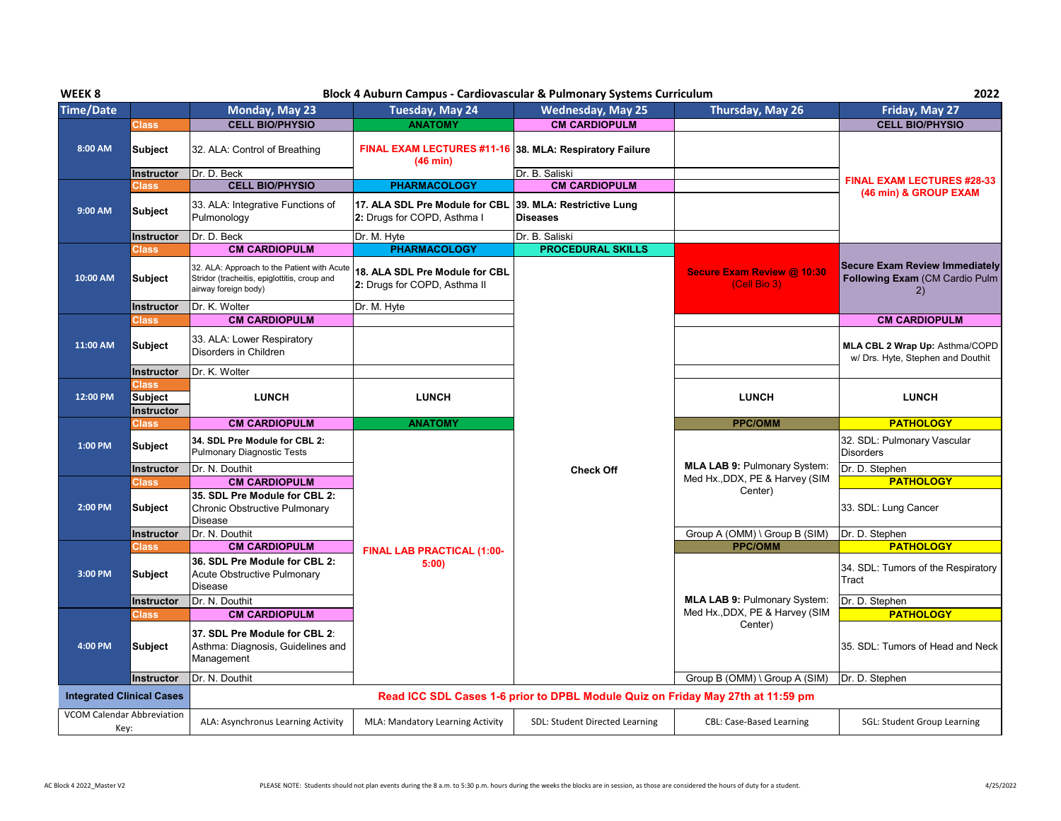**WEEK 8** | **Block 4 Auburn Campus - Cardiovascular & Pulmonary Systems Curriculum** | **2022**

| Time/Date | | Monday, May 23 | Tuesday, May 24 | Wednesday, May 25 | Thursday, May 26 | Friday, May 27 |
|---|---|---|---|---|---|---|
| 8:00 AM | Class | CELL BIO/PHYSIO | ANATOMY | CM CARDIOPULM | | CELL BIO/PHYSIO |
| | Subject | 32. ALA: Control of Breathing | FINAL EXAM LECTURES #11-16 (46 min) | 38. MLA: Respiratory Failure | | FINAL EXAM LECTURES #28-33 (46 min) & GROUP EXAM |
| | Instructor | Dr. D. Beck | | Dr. B. Saliski | | |
| 9:00 AM | Class | CELL BIO/PHYSIO | PHARMACOLOGY | CM CARDIOPULM | | |
| | Subject | 33. ALA: Integrative Functions of Pulmonology | 17. ALA SDL Pre Module for CBL 2: Drugs for COPD, Asthma I | 39. MLA: Restrictive Lung Diseases | | |
| | Instructor | Dr. D. Beck | Dr. M. Hyte | Dr. B. Saliski | | |
| 10:00 AM | Class | CM CARDIOPULM | PHARMACOLOGY | PROCEDURAL SKILLS | | |
| | Subject | 32. ALA: Approach to the Patient with Acute Stridor (tracheitis, epiglottitis, croup and airway foreign body) | 18. ALA SDL Pre Module for CBL 2: Drugs for COPD, Asthma II | Check Off | Secure Exam Review @ 10:30 (Cell Bio 3) | Secure Exam Review Immediately Following Exam (CM Cardio Pulm 2) |
| | Instructor | Dr. K. Wolter | Dr. M. Hyte | | | |
| 11:00 AM | Class | CM CARDIOPULM | | | | CM CARDIOPULM |
| | Subject | 33. ALA: Lower Respiratory Disorders in Children | | | | MLA CBL 2 Wrap Up: Asthma/COPD w/ Drs. Hyte, Stephen and Douthit |
| | Instructor | Dr. K. Wolter | | | | |
| 12:00 PM | Class / Subject / Instructor | LUNCH | LUNCH | | LUNCH | LUNCH |
| 1:00 PM | Class | CM CARDIOPULM | ANATOMY | | PPC/OMM | PATHOLOGY |
| | Subject | 34. SDL Pre Module for CBL 2: Pulmonary Diagnostic Tests | FINAL LAB PRACTICAL (1:00-5:00) | | MLA LAB 9: Pulmonary System: Med Hx.,DDX, PE & Harvey (SIM Center) | 32. SDL: Pulmonary Vascular Disorders |
| | Instructor | Dr. N. Douthit | | | | Dr. D. Stephen |
| 2:00 PM | Class | CM CARDIOPULM | | | | PATHOLOGY |
| | Subject | 35. SDL Pre Module for CBL 2: Chronic Obstructive Pulmonary Disease | | | | 33. SDL: Lung Cancer |
| | Instructor | Dr. N. Douthit | | | Group A (OMM) \ Group B (SIM) | Dr. D. Stephen |
| 3:00 PM | Class | CM CARDIOPULM | | | PPC/OMM | PATHOLOGY |
| | Subject | 36. SDL Pre Module for CBL 2: Acute Obstructive Pulmonary Disease | | | MLA LAB 9: Pulmonary System: Med Hx.,DDX, PE & Harvey (SIM Center) | 34. SDL: Tumors of the Respiratory Tract |
| | Instructor | Dr. N. Douthit | | | | Dr. D. Stephen |
| 4:00 PM | Class | CM CARDIOPULM | | | | PATHOLOGY |
| | Subject | 37. SDL Pre Module for CBL 2: Asthma: Diagnosis, Guidelines and Management | | | | 35. SDL: Tumors of Head and Neck |
| | Instructor | Dr. N. Douthit | | | Group B (OMM) \ Group A (SIM) | Dr. D. Stephen |
| Integrated Clinical Cases | | Read ICC SDL Cases 1-6 prior to DPBL Module Quiz on Friday May 27th at 11:59 pm | | | | |
| VCOM Calendar Abbreviation Key: | | ALA: Asynchronus Learning Activity | MLA: Mandatory Learning Activity | SDL: Student Directed Learning | CBL: Case-Based Learning | SGL: Student Group Learning |

AC Block 4 2022_Master V2

PLEASE NOTE: Students should not plan events during the 8 a.m. to 5:30 p.m. hours during the weeks the blocks are in session, as those are considered the hours of duty for a student.

4/25/2022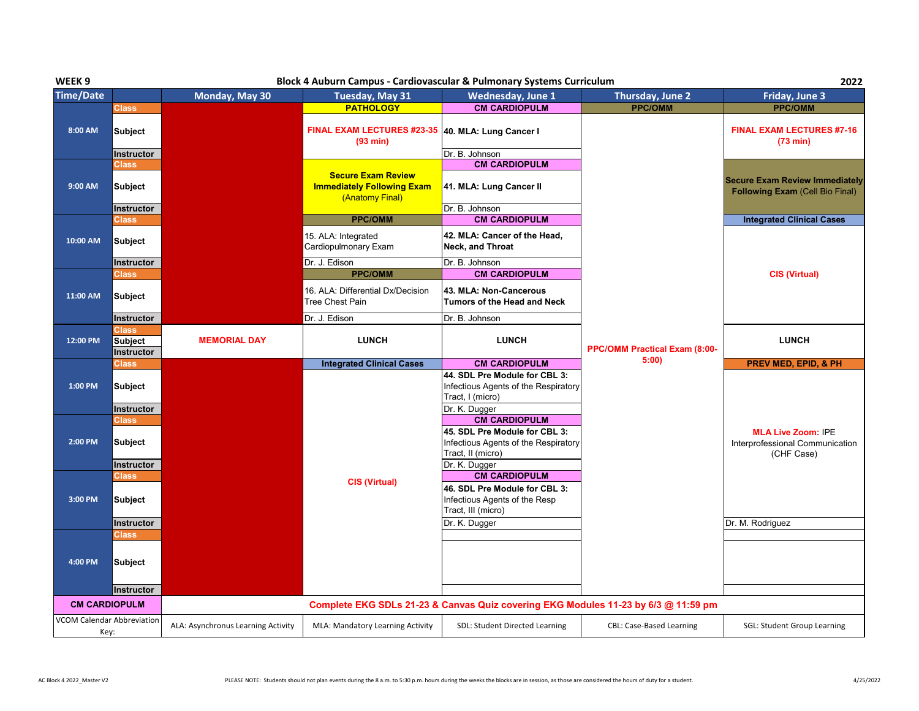**WEEK 9** — **Block 4 Auburn Campus - Cardiovascular & Pulmonary Systems Curriculum** — **2022**

| Time/Date | | Monday, May 30 | Tuesday, May 31 | Wednesday, June 1 | Thursday, June 2 | Friday, June 3 |
|---|---|---|---|---|---|---|
| 8:00 AM | Class | | PATHOLOGY | CM CARDIOPULM | PPC/OMM | PPC/OMM |
| | Subject | | FINAL EXAM LECTURES #23-35 (93 min) | 40. MLA: Lung Cancer I | PPC/OMM Practical Exam (8:00-5:00) | FINAL EXAM LECTURES #7-16 (73 min) |
| | Instructor | | | Dr. B. Johnson | | |
| 9:00 AM | Class | | | CM CARDIOPULM | | |
| | Subject | | Secure Exam Review Immediately Following Exam (Anatomy Final) | 41. MLA: Lung Cancer II | | Secure Exam Review Immediately Following Exam (Cell Bio Final) |
| | Instructor | | | Dr. B. Johnson | | |
| 10:00 AM | Class | | PPC/OMM | CM CARDIOPULM | | Integrated Clinical Cases |
| | Subject | | 15. ALA: Integrated Cardiopulmonary Exam | 42. MLA: Cancer of the Head, Neck, and Throat | | CIS (Virtual) |
| | Instructor | | Dr. J. Edison | Dr. B. Johnson | | |
| 11:00 AM | Class | | PPC/OMM | CM CARDIOPULM | | |
| | Subject | | 16. ALA: Differential Dx/Decision Tree Chest Pain | 43. MLA: Non-Cancerous Tumors of the Head and Neck | | |
| | Instructor | | Dr. J. Edison | Dr. B. Johnson | | |
| 12:00 PM | Class / Subject / Instructor | MEMORIAL DAY | LUNCH | LUNCH | | LUNCH |
| 1:00 PM | Class | | Integrated Clinical Cases | CM CARDIOPULM | | PREV MED, EPID, & PH |
| | Subject | | CIS (Virtual) | 44. SDL Pre Module for CBL 3: Infectious Agents of the Respiratory Tract, I (micro) | | MLA Live Zoom: IPE Interprofessional Communication (CHF Case) |
| | Instructor | | | Dr. K. Dugger | | |
| 2:00 PM | Class | | | CM CARDIOPULM | | |
| | Subject | | | 45. SDL Pre Module for CBL 3: Infectious Agents of the Respiratory Tract, II (micro) | | |
| | Instructor | | | Dr. K. Dugger | | |
| 3:00 PM | Class | | | CM CARDIOPULM | | |
| | Subject | | | 46. SDL Pre Module for CBL 3: Infectious Agents of the Resp Tract, III (micro) | | |
| | Instructor | | | Dr. K. Dugger | | Dr. M. Rodriguez |
| 4:00 PM | Class | | | | | |
| | Subject | | | | | |
| | Instructor | | | | | |
| CM CARDIOPULM | | Complete EKG SDLs 21-23 & Canvas Quiz covering EKG Modules 11-23 by 6/3 @ 11:59 pm | | | | |
| VCOM Calendar Abbreviation Key: | | ALA: Asynchronus Learning Activity | MLA: Mandatory Learning Activity | SDL: Student Directed Learning | CBL: Case-Based Learning | SGL: Student Group Learning |

AC Block 4 2022_Master V2

PLEASE NOTE: Students should not plan events during the 8 a.m. to 5:30 p.m. hours during the weeks the blocks are in session, as those are considered the hours of duty for a student.

4/25/2022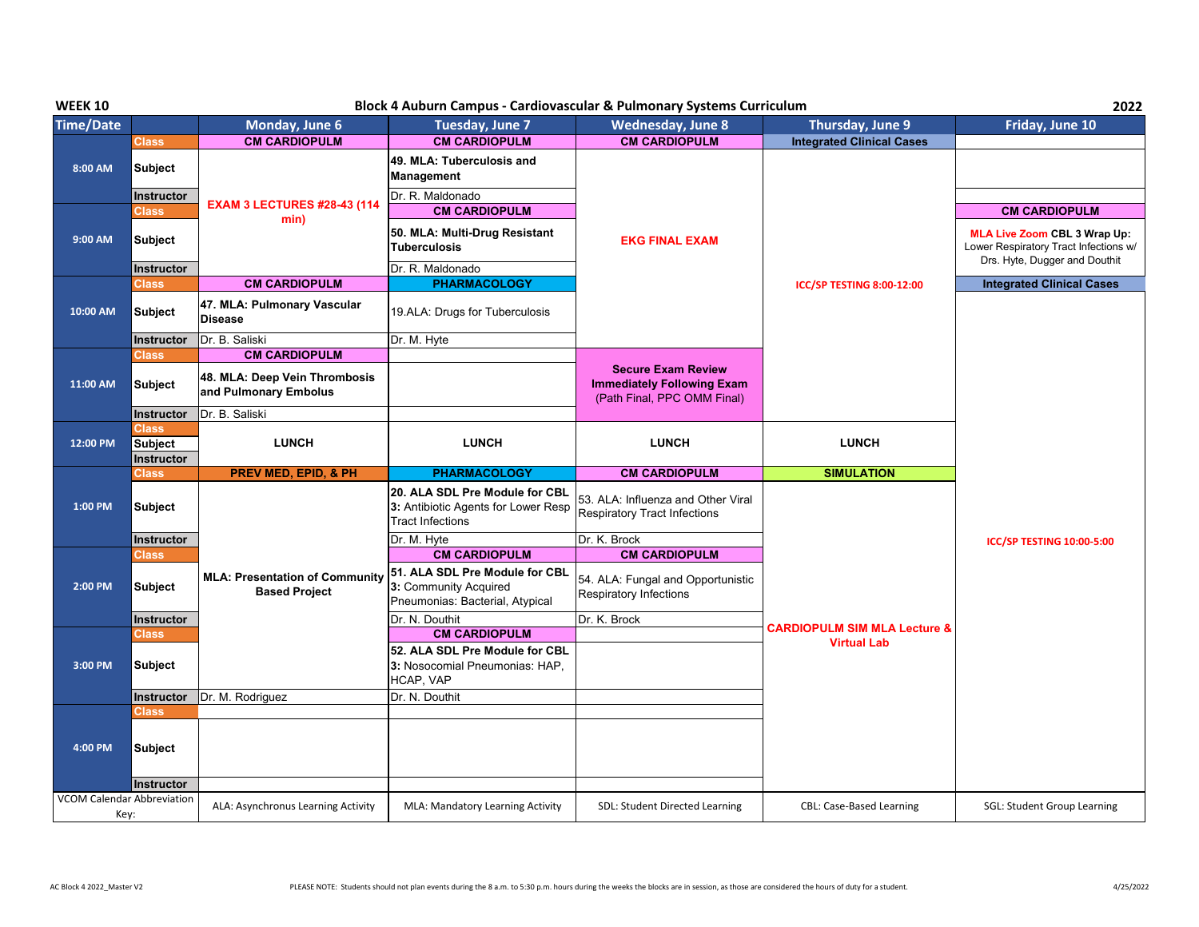**WEEK 10** — **Block 4 Auburn Campus - Cardiovascular & Pulmonary Systems Curriculum** — **2022**

| Time/Date | | Monday, June 6 | Tuesday, June 7 | Wednesday, June 8 | Thursday, June 9 | Friday, June 10 |
|---|---|---|---|---|---|---|
| 8:00 AM | Class | CM CARDIOPULM | CM CARDIOPULM | CM CARDIOPULM | Integrated Clinical Cases | |
| | Subject | EXAM 3 LECTURES #28-43 (114 min) | 49. MLA: Tuberculosis and Management | EKG FINAL EXAM | ICC/SP TESTING 8:00-12:00 | |
| | Instructor | | Dr. R. Maldonado | | | |
| 9:00 AM | Class | | CM CARDIOPULM | | | CM CARDIOPULM |
| | Subject | | 50. MLA: Multi-Drug Resistant Tuberculosis | | | MLA Live Zoom CBL 3 Wrap Up: Lower Respiratory Tract Infections w/ Drs. Hyte, Dugger and Douthit |
| | Instructor | | Dr. R. Maldonado | | | |
| 10:00 AM | Class | CM CARDIOPULM | PHARMACOLOGY | | | Integrated Clinical Cases |
| | Subject | 47. MLA: Pulmonary Vascular Disease | 19.ALA: Drugs for Tuberculosis | | | ICC/SP TESTING 10:00-5:00 |
| | Instructor | Dr. B. Saliski | Dr. M. Hyte | | | |
| 11:00 AM | Class | CM CARDIOPULM | | Secure Exam Review Immediately Following Exam (Path Final, PPC OMM Final) | | |
| | Subject | 48. MLA: Deep Vein Thrombosis and Pulmonary Embolus | | | | |
| | Instructor | Dr. B. Saliski | | | | |
| 12:00 PM | Class | | | | | |
| | Subject | LUNCH | LUNCH | LUNCH | LUNCH | |
| | Instructor | | | | | |
| 1:00 PM | Class | PREV MED, EPID, & PH | PHARMACOLOGY | CM CARDIOPULM | SIMULATION | |
| | Subject | MLA: Presentation of Community Based Project | 20. ALA SDL Pre Module for CBL 3: Antibiotic Agents for Lower Resp Tract Infections | 53. ALA: Influenza and Other Viral Respiratory Tract Infections | CARDIOPULM SIM MLA Lecture & Virtual Lab | |
| | Instructor | | Dr. M. Hyte | Dr. K. Brock | | |
| 2:00 PM | Class | | CM CARDIOPULM | CM CARDIOPULM | | |
| | Subject | | 51. ALA SDL Pre Module for CBL 3: Community Acquired Pneumonias: Bacterial, Atypical | 54. ALA: Fungal and Opportunistic Respiratory Infections | | |
| | Instructor | | Dr. N. Douthit | Dr. K. Brock | | |
| 3:00 PM | Class | | CM CARDIOPULM | | | |
| | Subject | | 52. ALA SDL Pre Module for CBL 3: Nosocomial Pneumonias: HAP, HCAP, VAP | | | |
| | Instructor | Dr. M. Rodriguez | Dr. N. Douthit | | | |
| 4:00 PM | Class | | | | | |
| | Subject | | | | | |
| | Instructor | | | | | |
| VCOM Calendar Abbreviation Key: | | ALA: Asynchronus Learning Activity | MLA: Mandatory Learning Activity | SDL: Student Directed Learning | CBL: Case-Based Learning | SGL: Student Group Learning |

AC Block 4 2022_Master V2

PLEASE NOTE: Students should not plan events during the 8 a.m. to 5:30 p.m. hours during the weeks the blocks are in session, as those are considered the hours of duty for a student.

4/25/2022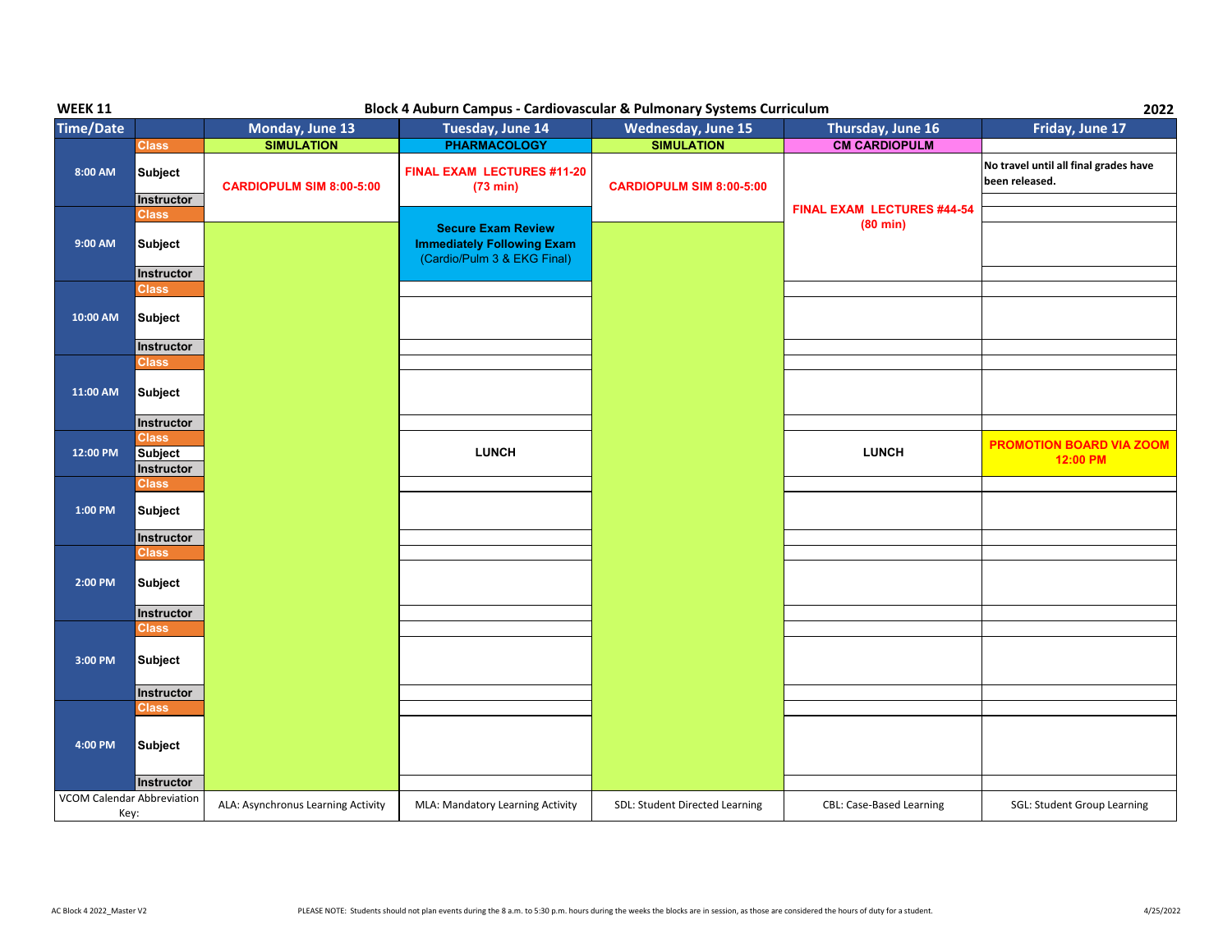**WEEK 11** — **Block 4 Auburn Campus - Cardiovascular & Pulmonary Systems Curriculum** — **2022**

| Time/Date | | Monday, June 13 | Tuesday, June 14 | Wednesday, June 15 | Thursday, June 16 | Friday, June 17 |
|---|---|---|---|---|---|---|
| 8:00 AM | Class | SIMULATION | PHARMACOLOGY | SIMULATION | CM CARDIOPULM | |
| | Subject | CARDIOPULM SIM 8:00-5:00 | FINAL EXAM LECTURES #11-20 (73 min) | CARDIOPULM SIM 8:00-5:00 | FINAL EXAM LECTURES #44-54 (80 min) | No travel until all final grades have been released. |
| | Instructor | | | | | |
| 9:00 AM | Class | | Secure Exam Review Immediately Following Exam (Cardio/Pulm 3 & EKG Final) | | | |
| | Subject | | | | | |
| | Instructor | | | | | |
| 10:00 AM | Class | | | | | |
| | Subject | | | | | |
| | Instructor | | | | | |
| 11:00 AM | Class | | | | | |
| | Subject | | | | | |
| | Instructor | | | | | |
| 12:00 PM | Class | | | | | |
| | Subject | | LUNCH | | LUNCH | PROMOTION BOARD VIA ZOOM 12:00 PM |
| | Instructor | | | | | |
| 1:00 PM | Class | | | | | |
| | Subject | | | | | |
| | Instructor | | | | | |
| 2:00 PM | Class | | | | | |
| | Subject | | | | | |
| | Instructor | | | | | |
| 3:00 PM | Class | | | | | |
| | Subject | | | | | |
| | Instructor | | | | | |
| 4:00 PM | Class | | | | | |
| | Subject | | | | | |
| | Instructor | | | | | |
| VCOM Calendar Abbreviation Key: | | ALA: Asynchrnous Learning Activity | MLA: Mandatory Learning Activity | SDL: Student Directed Learning | CBL: Case-Based Learning | SGL: Student Group Learning |

AC Block 4 2022_Master V2

PLEASE NOTE: Students should not plan events during the 8 a.m. to 5:30 p.m. hours during the weeks the blocks are in session, as those are considered the hours of duty for a student.

4/25/2022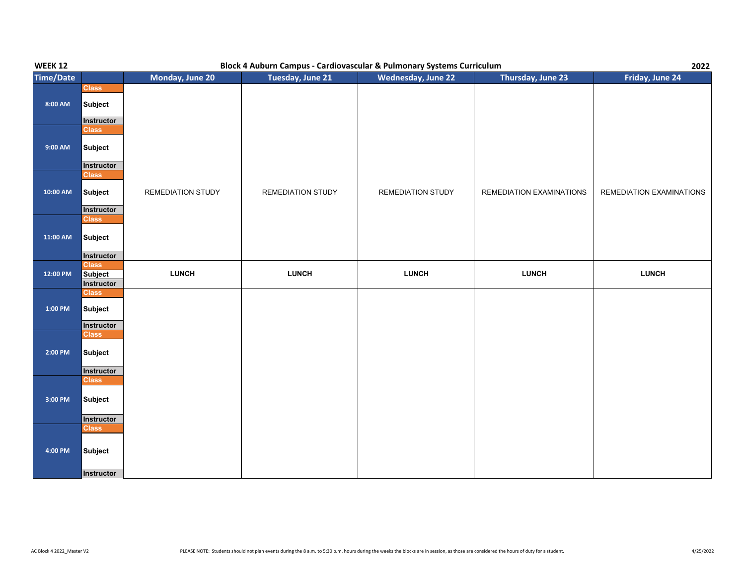**WEEK 12** — **Block 4 Auburn Campus - Cardiovascular & Pulmonary Systems Curriculum** — **2022**

| Time/Date | | Monday, June 20 | Tuesday, June 21 | Wednesday, June 22 | Thursday, June 23 | Friday, June 24 |
|---|---|---|---|---|---|---|
| 8:00 AM | Class / Subject / Instructor | REMEDIATION STUDY | REMEDIATION STUDY | REMEDIATION STUDY | REMEDIATION EXAMINATIONS | REMEDIATION EXAMINATIONS |
| 9:00 AM | Class / Subject / Instructor | | | | | |
| 10:00 AM | Class / Subject / Instructor | | | | | |
| 11:00 AM | Class / Subject / Instructor | | | | | |
| 12:00 PM | Class / Subject / Instructor | **LUNCH** | **LUNCH** | **LUNCH** | **LUNCH** | **LUNCH** |
| 1:00 PM | Class / Subject / Instructor | | | | | |
| 2:00 PM | Class / Subject / Instructor | | | | | |
| 3:00 PM | Class / Subject / Instructor | | | | | |
| 4:00 PM | Class / Subject / Instructor | | | | | |

AC Block 4 2022_Master V2

PLEASE NOTE: Students should not plan events during the 8 a.m. to 5:30 p.m. hours during the weeks the blocks are in session, as those are considered the hours of duty for a student.

4/25/2022